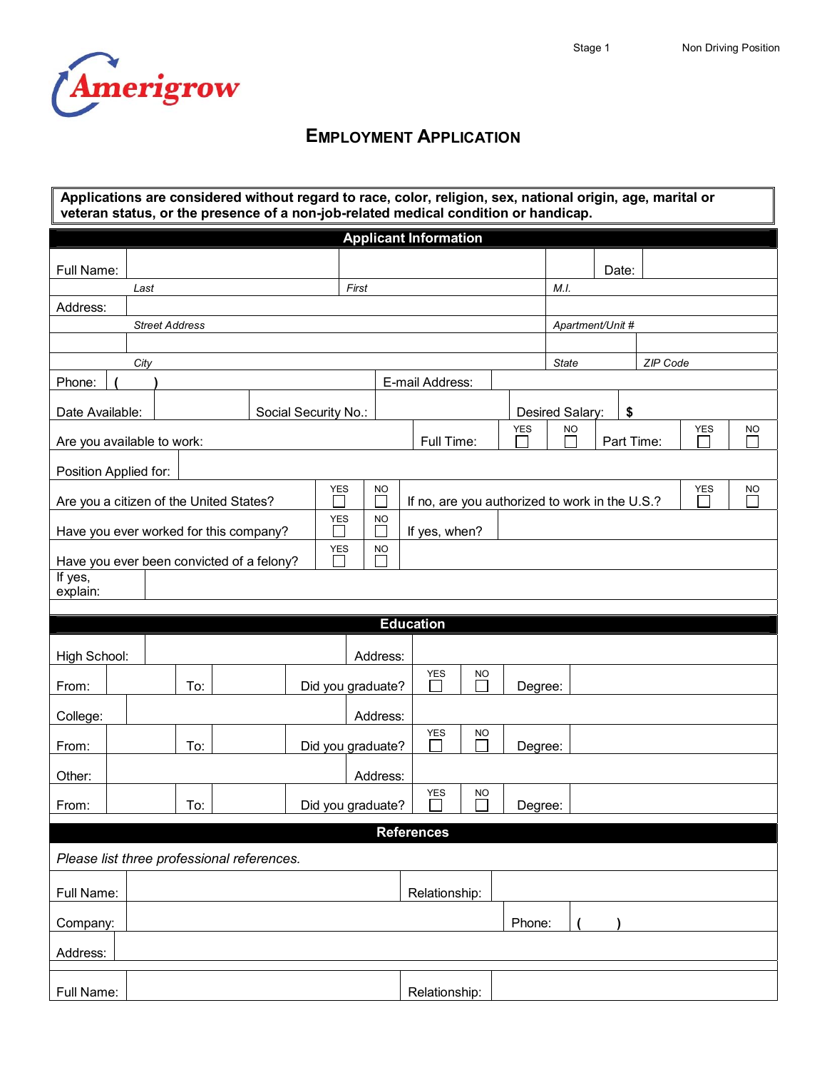Stage 1 Non Driving Position

Amerigrow

# EMPLOYMENT APPLICATION

**Applications are considered without regard to race, color, religion, sex, national origin, age, marital or veteran status, or the presence of a non-job-related medical condition or handicap.**

## Applicant Information

| | | | | |
|---|---|---|---|---|
| Full Name: | | | | Date: |
| | *Last* | *First* | *M.I.* | |
| Address: | | | | |
| | *Street Address* | | *Apartment/Unit #* | |
| | | | | |
| | *City* | | *State* | *ZIP Code* |
| Phone: | ( ) | E-mail Address: | | |
| Date Available: | | Social Security No.: | | Desired Salary: $ |

| | | | | | |
|---|---|---|---|---|---|
| Are you available to work: | Full Time: | YES ☐ | NO ☐ | Part Time: | YES ☐ NO ☐ |
| Position Applied for: | | | | | |
| Are you a citizen of the United States? | YES ☐ | NO ☐ | If no, are you authorized to work in the U.S.? | YES ☐ | NO ☐ |
| Have you ever worked for this company? | YES ☐ | NO ☐ | If yes, when? | | |
| Have you ever been convicted of a felony? | YES ☐ | NO ☐ | | | |
| If yes, explain: | | | | | |

## Education

| | | | | | | |
|---|---|---|---|---|---|---|
| High School: | | | Address: | | | |
| From: | To: | Did you graduate? | YES ☐ | NO ☐ | Degree: | |
| College: | | | Address: | | | |
| From: | To: | Did you graduate? | YES ☐ | NO ☐ | Degree: | |
| Other: | | | Address: | | | |
| From: | To: | Did you graduate? | YES ☐ | NO ☐ | Degree: | |

## References

*Please list three professional references.*

| | | | |
|---|---|---|---|
| Full Name: | | Relationship: | |
| Company: | | Phone: | ( ) |
| Address: | | | |
| Full Name: | | Relationship: | |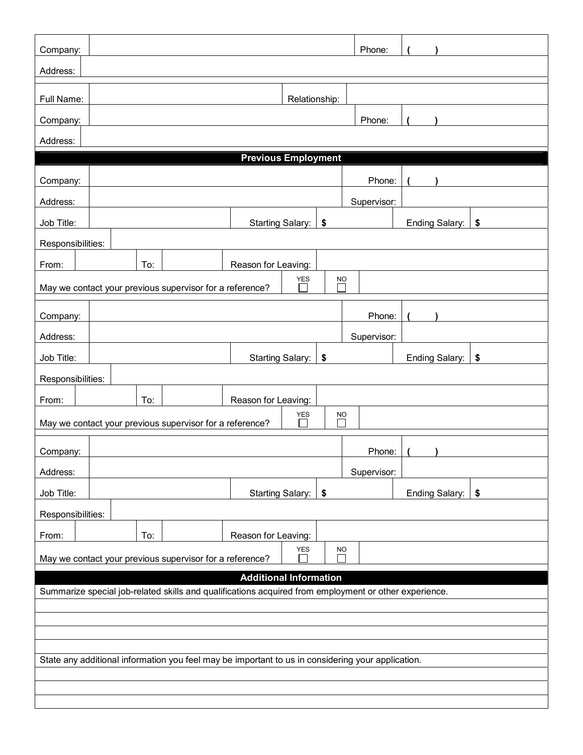| | | | |
|---|---|---|---|
| Company: | | Phone: | ( ) |
| Address: | | | |

| | | | |
|---|---|---|---|
| Full Name: | | Relationship: | |
| Company: | | Phone: | ( ) |
| Address: | | | |

## Previous Employment

| | | | | | |
|---|---|---|---|---|---|
| Company: | | | | Phone: | ( ) |
| Address: | | | | Supervisor: | |
| Job Title: | | Starting Salary: | $ | Ending Salary: | $ |
| Responsibilities: | | | | | |
| From: | | To: | | Reason for Leaving: | |
| May we contact your previous supervisor for a reference? | | YES ☐ | NO ☐ | | |

| | | | | | |
|---|---|---|---|---|---|
| Company: | | | | Phone: | ( ) |
| Address: | | | | Supervisor: | |
| Job Title: | | Starting Salary: | $ | Ending Salary: | $ |
| Responsibilities: | | | | | |
| From: | | To: | | Reason for Leaving: | |
| May we contact your previous supervisor for a reference? | | YES ☐ | NO ☐ | | |

| | | | | | |
|---|---|---|---|---|---|
| Company: | | | | Phone: | ( ) |
| Address: | | | | Supervisor: | |
| Job Title: | | Starting Salary: | $ | Ending Salary: | $ |
| Responsibilities: | | | | | |
| From: | | To: | | Reason for Leaving: | |
| May we contact your previous supervisor for a reference? | | YES ☐ | NO ☐ | | |

## Additional Information

Summarize special job-related skills and qualifications acquired from employment or other experience.

State any additional information you feel may be important to us in considering your application.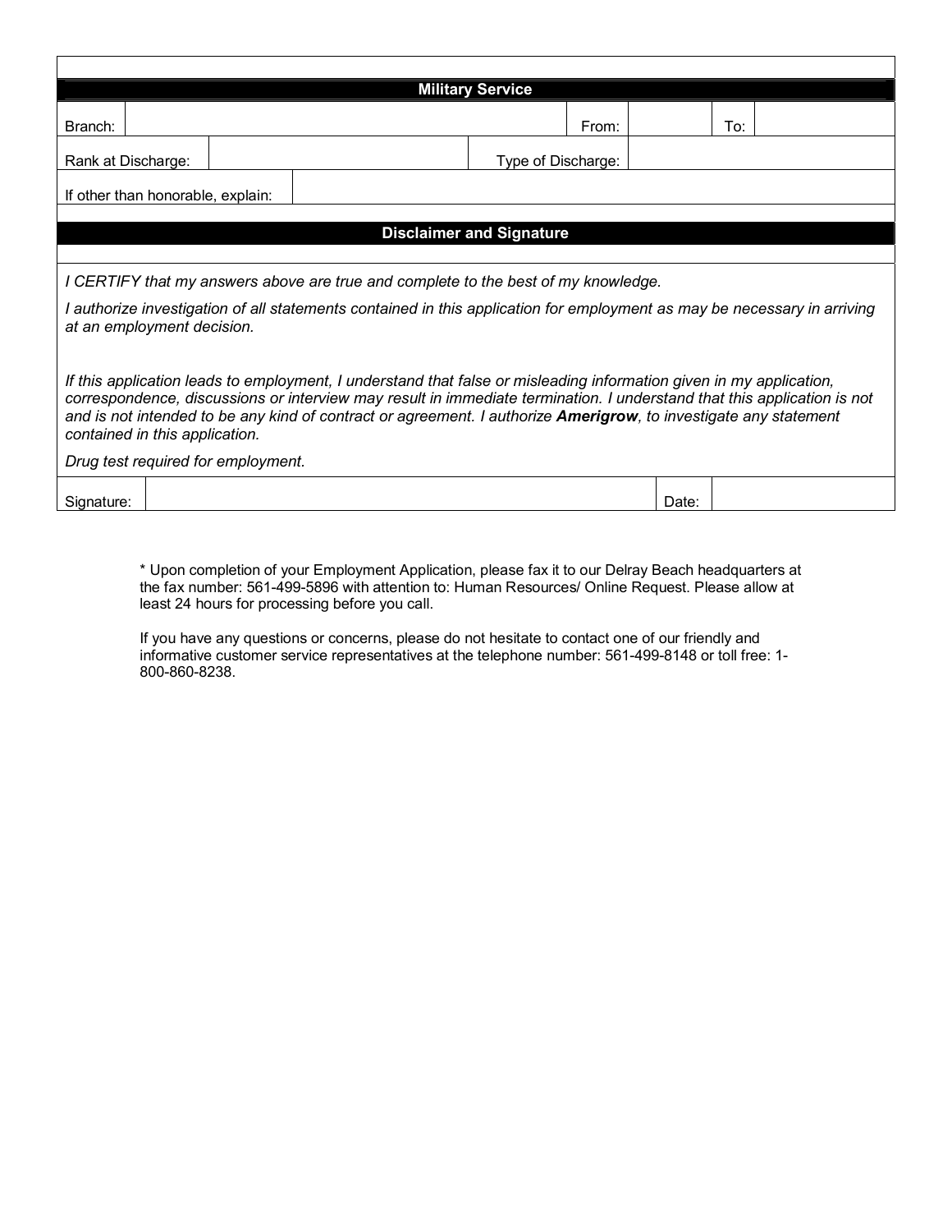## Military Service

| | | | | | |
|---|---|---|---|---|---|
| Branch: | | From: | | To: | |
| Rank at Discharge: | | Type of Discharge: | | | |
| If other than honorable, explain: | | | | | |

## Disclaimer and Signature

*I CERTIFY that my answers above are true and complete to the best of my knowledge.*

*I authorize investigation of all statements contained in this application for employment as may be necessary in arriving at an employment decision.*

*If this application leads to employment, I understand that false or misleading information given in my application, correspondence, discussions or interview may result in immediate termination. I understand that this application is not and is not intended to be any kind of contract or agreement. I authorize* ***Amerigrow****, to investigate any statement contained in this application.*

*Drug test required for employment.*

| | | | |
|---|---|---|---|
| Signature: | | Date: | |

* Upon completion of your Employment Application, please fax it to our Delray Beach headquarters at the fax number: 561-499-5896 with attention to: Human Resources/ Online Request. Please allow at least 24 hours for processing before you call.

If you have any questions or concerns, please do not hesitate to contact one of our friendly and informative customer service representatives at the telephone number: 561-499-8148 or toll free: 1-800-860-8238.